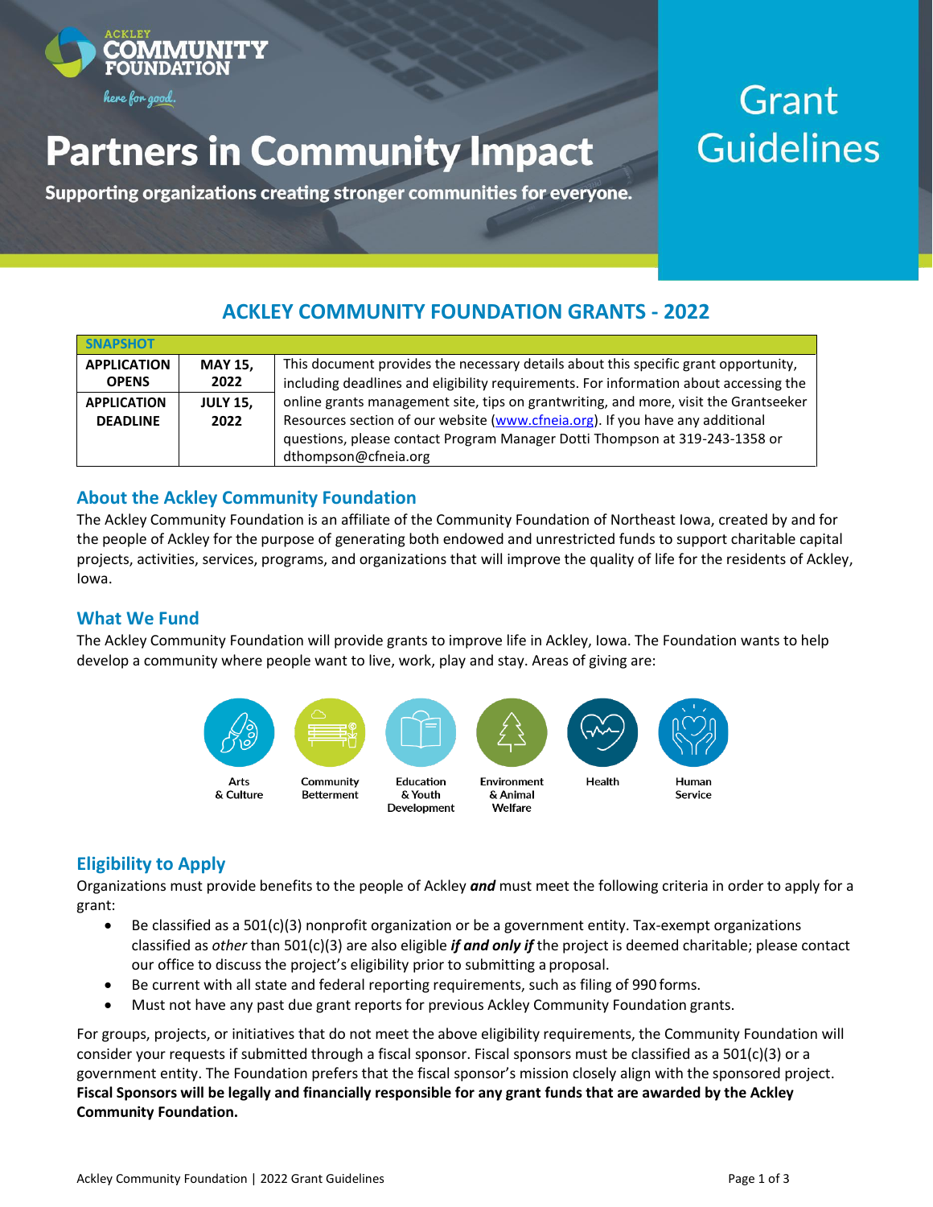ACKLEY COMMUNITY FOUNDATION

here for good.

# Partners in Community Impact

**Supporting organizations creating stronger communities for everyone.**

# Grant Guidelines

## ACKLEY COMMUNITY FOUNDATION GRANTS - 2022

| SNAPSHOT | | |
|---|---|---|
| **APPLICATION OPENS** | **MAY 15, 2022** | This document provides the necessary details about this specific grant opportunity, including deadlines and eligibility requirements. For information about accessing the online grants management site, tips on grantwriting, and more, visit the Grantseeker Resources section of our website (www.cfneia.org). If you have any additional questions, please contact Program Manager Dotti Thompson at 319-243-1358 or dthompson@cfneia.org |
| **APPLICATION DEADLINE** | **JULY 15, 2022** | |

### About the Ackley Community Foundation

The Ackley Community Foundation is an affiliate of the Community Foundation of Northeast Iowa, created by and for the people of Ackley for the purpose of generating both endowed and unrestricted funds to support charitable capital projects, activities, services, programs, and organizations that will improve the quality of life for the residents of Ackley, Iowa.

### What We Fund

The Ackley Community Foundation will provide grants to improve life in Ackley, Iowa. The Foundation wants to help develop a community where people want to live, work, play and stay. Areas of giving are:

- Arts & Culture
- Community Betterment
- Education & Youth Development
- Environment & Animal Welfare
- Health
- Human Service

### Eligibility to Apply

Organizations must provide benefits to the people of Ackley ***and*** must meet the following criteria in order to apply for a grant:

- Be classified as a 501(c)(3) nonprofit organization or be a government entity. Tax-exempt organizations classified as *other* than 501(c)(3) are also eligible ***if and only if*** the project is deemed charitable; please contact our office to discuss the project's eligibility prior to submitting a proposal.
- Be current with all state and federal reporting requirements, such as filing of 990 forms.
- Must not have any past due grant reports for previous Ackley Community Foundation grants.

For groups, projects, or initiatives that do not meet the above eligibility requirements, the Community Foundation will consider your requests if submitted through a fiscal sponsor. Fiscal sponsors must be classified as a 501(c)(3) or a government entity. The Foundation prefers that the fiscal sponsor's mission closely align with the sponsored project. **Fiscal Sponsors will be legally and financially responsible for any grant funds that are awarded by the Ackley Community Foundation.**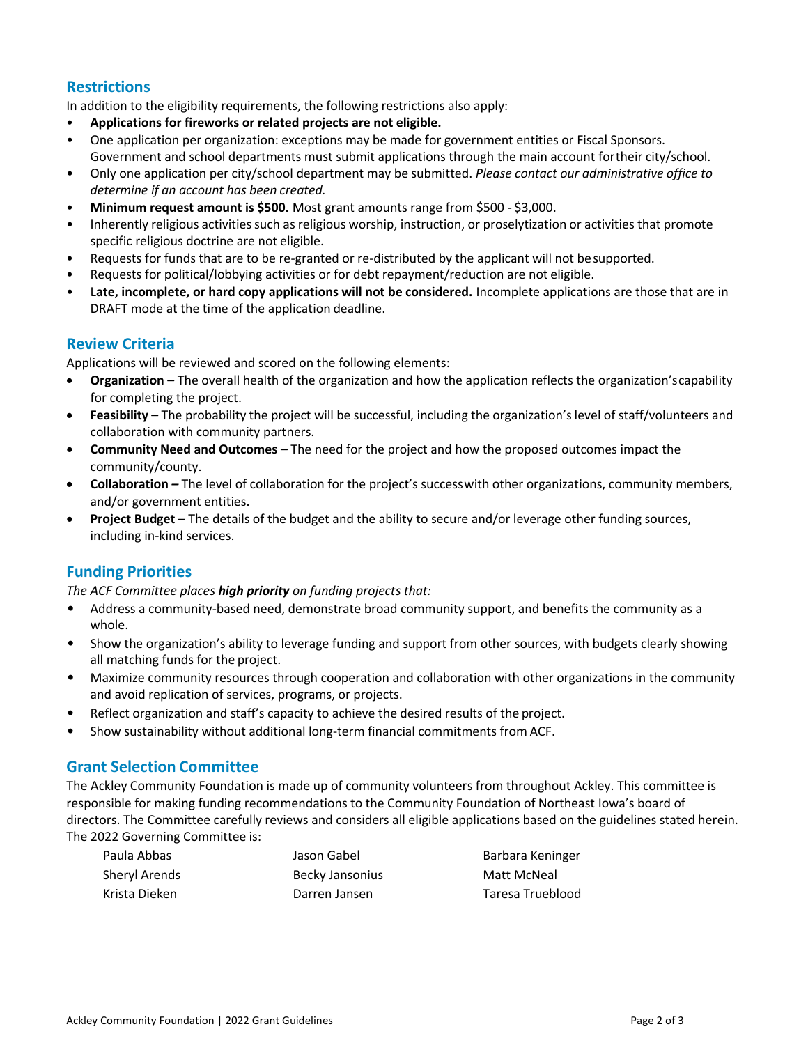## Restrictions

In addition to the eligibility requirements, the following restrictions also apply:

- **Applications for fireworks or related projects are not eligible.**
- One application per organization: exceptions may be made for government entities or Fiscal Sponsors. Government and school departments must submit applications through the main account for their city/school.
- Only one application per city/school department may be submitted. *Please contact our administrative office to determine if an account has been created.*
- **Minimum request amount is $500.** Most grant amounts range from $500 - $3,000.
- Inherently religious activities such as religious worship, instruction, or proselytization or activities that promote specific religious doctrine are not eligible.
- Requests for funds that are to be re-granted or re-distributed by the applicant will not be supported.
- Requests for political/lobbying activities or for debt repayment/reduction are not eligible.
- L**ate, incomplete, or hard copy applications will not be considered.** Incomplete applications are those that are in DRAFT mode at the time of the application deadline.

## Review Criteria

Applications will be reviewed and scored on the following elements:

- **Organization** – The overall health of the organization and how the application reflects the organization's capability for completing the project.
- **Feasibility** – The probability the project will be successful, including the organization's level of staff/volunteers and collaboration with community partners.
- **Community Need and Outcomes** – The need for the project and how the proposed outcomes impact the community/county.
- **Collaboration –** The level of collaboration for the project's success with other organizations, community members, and/or government entities.
- **Project Budget** – The details of the budget and the ability to secure and/or leverage other funding sources, including in-kind services.

## Funding Priorities

*The ACF Committee places **high priority** on funding projects that:*

- Address a community-based need, demonstrate broad community support, and benefits the community as a whole.
- Show the organization's ability to leverage funding and support from other sources, with budgets clearly showing all matching funds for the project.
- Maximize community resources through cooperation and collaboration with other organizations in the community and avoid replication of services, programs, or projects.
- Reflect organization and staff's capacity to achieve the desired results of the project.
- Show sustainability without additional long-term financial commitments from ACF.

## Grant Selection Committee

The Ackley Community Foundation is made up of community volunteers from throughout Ackley. This committee is responsible for making funding recommendations to the Community Foundation of Northeast Iowa's board of directors. The Committee carefully reviews and considers all eligible applications based on the guidelines stated herein. The 2022 Governing Committee is:

| | | |
|---|---|---|
| Paula Abbas | Jason Gabel | Barbara Keninger |
| Sheryl Arends | Becky Jansonius | Matt McNeal |
| Krista Dieken | Darren Jansen | Taresa Trueblood |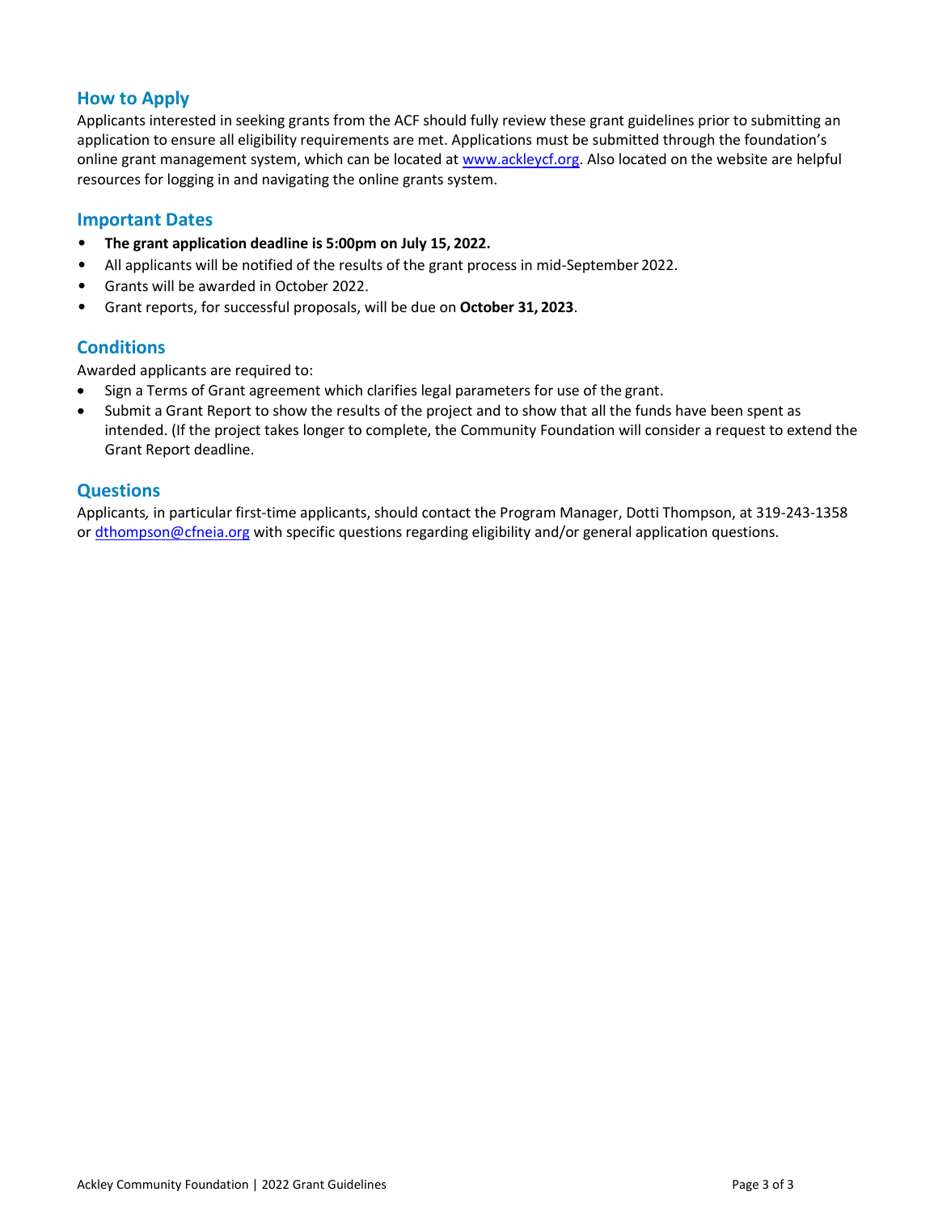## How to Apply

Applicants interested in seeking grants from the ACF should fully review these grant guidelines prior to submitting an application to ensure all eligibility requirements are met. Applications must be submitted through the foundation's online grant management system, which can be located at [www.ackleycf.org](http://www.ackleycf.org). Also located on the website are helpful resources for logging in and navigating the online grants system.

## Important Dates

- **The grant application deadline is 5:00pm on July 15, 2022.**
- All applicants will be notified of the results of the grant process in mid-September 2022.
- Grants will be awarded in October 2022.
- Grant reports, for successful proposals, will be due on **October 31, 2023**.

## Conditions

Awarded applicants are required to:

- Sign a Terms of Grant agreement which clarifies legal parameters for use of the grant.
- Submit a Grant Report to show the results of the project and to show that all the funds have been spent as intended. (If the project takes longer to complete, the Community Foundation will consider a request to extend the Grant Report deadline.

## Questions

Applicants, in particular first-time applicants, should contact the Program Manager, Dotti Thompson, at 319-243-1358 or [dthompson@cfneia.org](mailto:dthompson@cfneia.org) with specific questions regarding eligibility and/or general application questions.